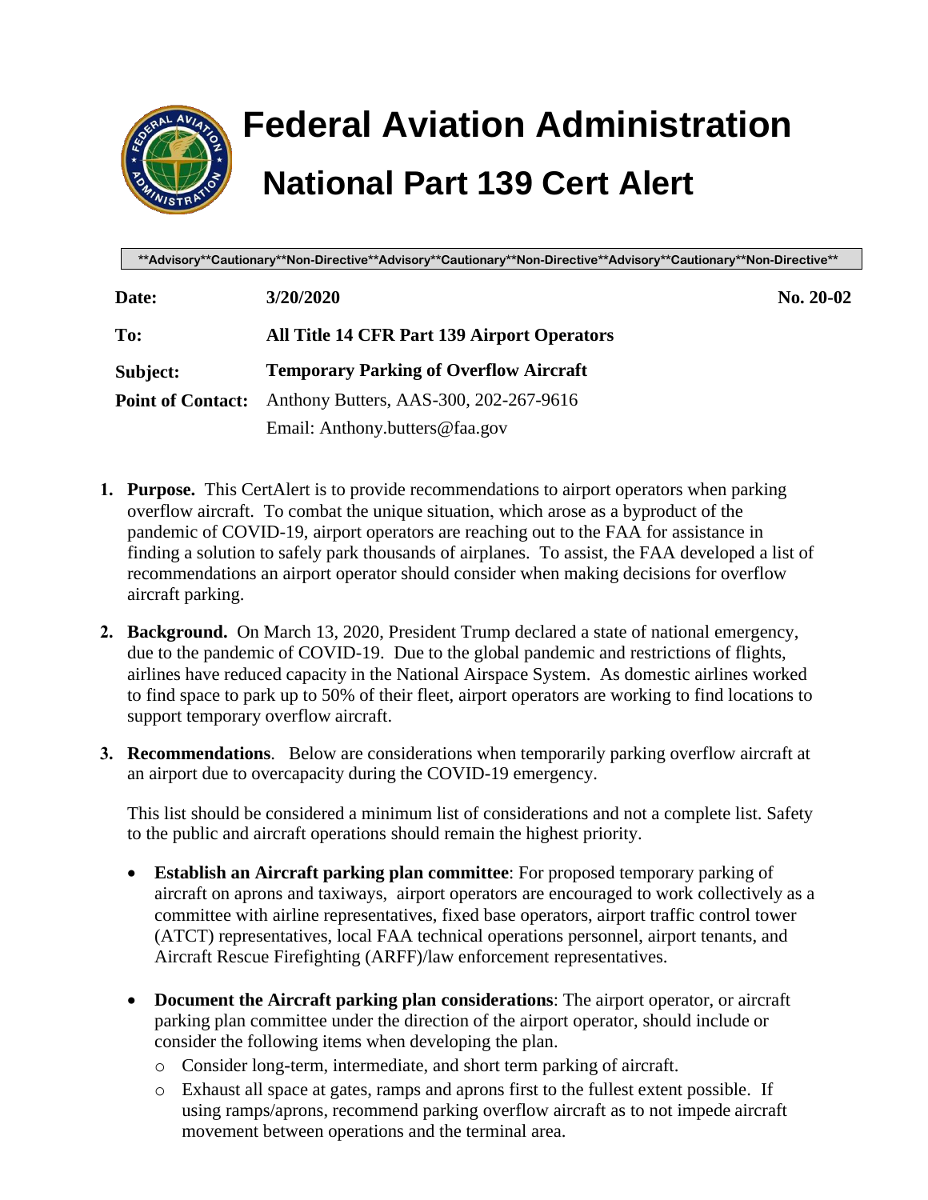# Federal Aviation Administration

## National Part 139 Cert Alert

**Advisory**Cautionary**Non-Directive**Advisory**Cautionary**Non-Directive**Advisory**Cautionary**Non-Directive**

| | | |
|---|---|---|
| **Date:** | **3/20/2020** | **No. 20-02** |
| **To:** | **All Title 14 CFR Part 139 Airport Operators** | |
| **Subject:** | **Temporary Parking of Overflow Aircraft** | |
| **Point of Contact:** | Anthony Butters, AAS-300, 202-267-9616<br>Email: Anthony.butters@faa.gov | |

1. **Purpose.** This CertAlert is to provide recommendations to airport operators when parking overflow aircraft. To combat the unique situation, which arose as a byproduct of the pandemic of COVID-19, airport operators are reaching out to the FAA for assistance in finding a solution to safely park thousands of airplanes. To assist, the FAA developed a list of recommendations an airport operator should consider when making decisions for overflow aircraft parking.

2. **Background.** On March 13, 2020, President Trump declared a state of national emergency, due to the pandemic of COVID-19. Due to the global pandemic and restrictions of flights, airlines have reduced capacity in the National Airspace System. As domestic airlines worked to find space to park up to 50% of their fleet, airport operators are working to find locations to support temporary overflow aircraft.

3. **Recommendations**. Below are considerations when temporarily parking overflow aircraft at an airport due to overcapacity during the COVID-19 emergency.

   This list should be considered a minimum list of considerations and not a complete list. Safety to the public and aircraft operations should remain the highest priority.

   - **Establish an Aircraft parking plan committee**: For proposed temporary parking of aircraft on aprons and taxiways, airport operators are encouraged to work collectively as a committee with airline representatives, fixed base operators, airport traffic control tower (ATCT) representatives, local FAA technical operations personnel, airport tenants, and Aircraft Rescue Firefighting (ARFF)/law enforcement representatives.

   - **Document the Aircraft parking plan considerations**: The airport operator, or aircraft parking plan committee under the direction of the airport operator, should include or consider the following items when developing the plan.
     - Consider long-term, intermediate, and short term parking of aircraft.
     - Exhaust all space at gates, ramps and aprons first to the fullest extent possible. If using ramps/aprons, recommend parking overflow aircraft as to not impede aircraft movement between operations and the terminal area.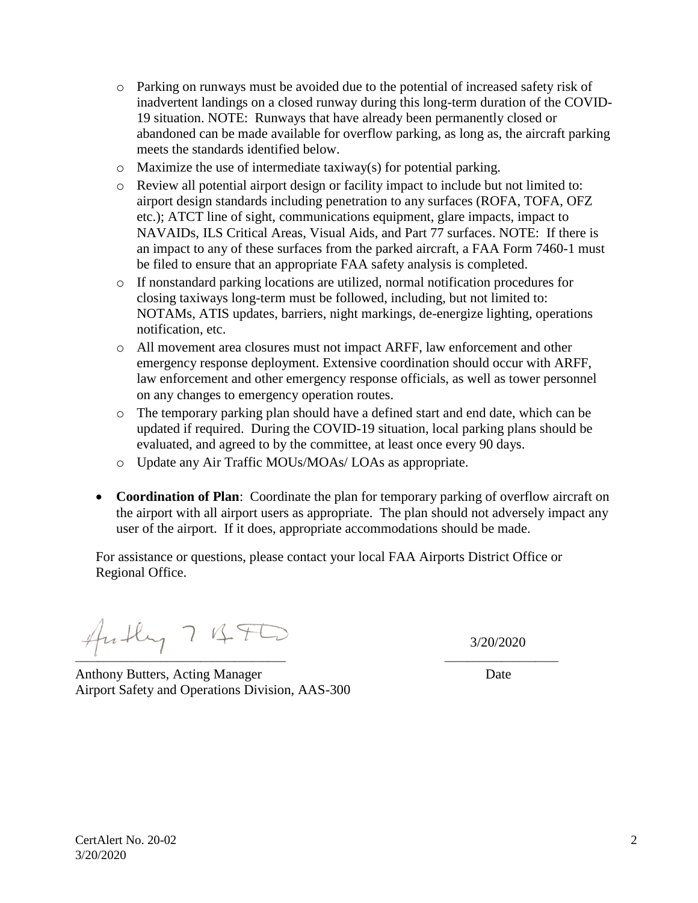- Parking on runways must be avoided due to the potential of increased safety risk of inadvertent landings on a closed runway during this long-term duration of the COVID-19 situation. NOTE: Runways that have already been permanently closed or abandoned can be made available for overflow parking, as long as, the aircraft parking meets the standards identified below.
  - Maximize the use of intermediate taxiway(s) for potential parking.
  - Review all potential airport design or facility impact to include but not limited to: airport design standards including penetration to any surfaces (ROFA, TOFA, OFZ etc.); ATCT line of sight, communications equipment, glare impacts, impact to NAVAIDs, ILS Critical Areas, Visual Aids, and Part 77 surfaces. NOTE: If there is an impact to any of these surfaces from the parked aircraft, a FAA Form 7460-1 must be filed to ensure that an appropriate FAA safety analysis is completed.
  - If nonstandard parking locations are utilized, normal notification procedures for closing taxiways long-term must be followed, including, but not limited to: NOTAMs, ATIS updates, barriers, night markings, de-energize lighting, operations notification, etc.
  - All movement area closures must not impact ARFF, law enforcement and other emergency response deployment. Extensive coordination should occur with ARFF, law enforcement and other emergency response officials, as well as tower personnel on any changes to emergency operation routes.
  - The temporary parking plan should have a defined start and end date, which can be updated if required. During the COVID-19 situation, local parking plans should be evaluated, and agreed to by the committee, at least once every 90 days.
  - Update any Air Traffic MOUs/MOAs/ LOAs as appropriate.

- **Coordination of Plan**: Coordinate the plan for temporary parking of overflow aircraft on the airport with all airport users as appropriate. The plan should not adversely impact any user of the airport. If it does, appropriate accommodations should be made.

For assistance or questions, please contact your local FAA Airports District Office or Regional Office.

Anthony Butters, Acting Manager
Airport Safety and Operations Division, AAS-300

Date: 3/20/2020